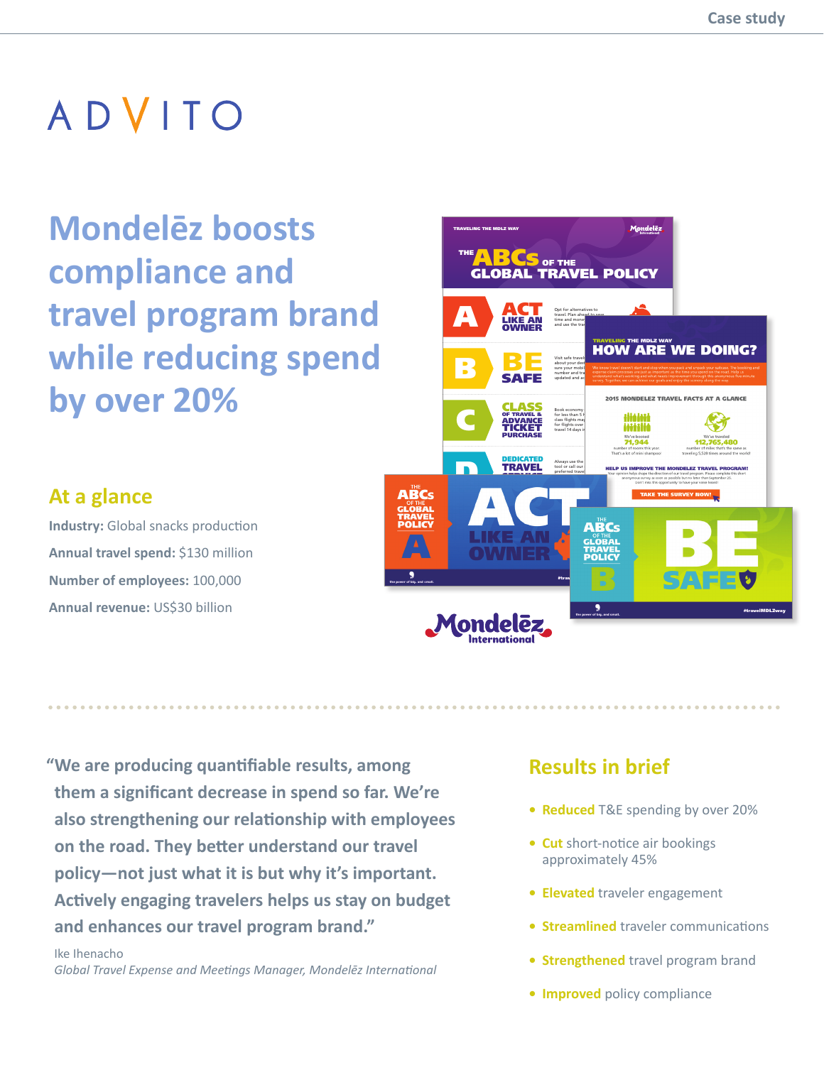ADVITO

# Mondelēz boosts compliance and travel program brand while reducing spend by over 20%

## At a glance

**Industry:** Global snacks production

**Annual travel spend:** $130 million

**Number of employees:** 100,000

**Annual revenue:** US$30 billion

"We are producing quantifiable results, among them a significant decrease in spend so far. We're also strengthening our relationship with employees on the road. They better understand our travel policy—not just what it is but why it's important. Actively engaging travelers helps us stay on budget and enhances our travel program brand."

Ike Ihenacho
*Global Travel Expense and Meetings Manager, Mondelēz International*

## Results in brief

- **Reduced** T&E spending by over 20%
- **Cut** short-notice air bookings approximately 45%
- **Elevated** traveler engagement
- **Streamlined** traveler communications
- **Strengthened** travel program brand
- **Improved** policy compliance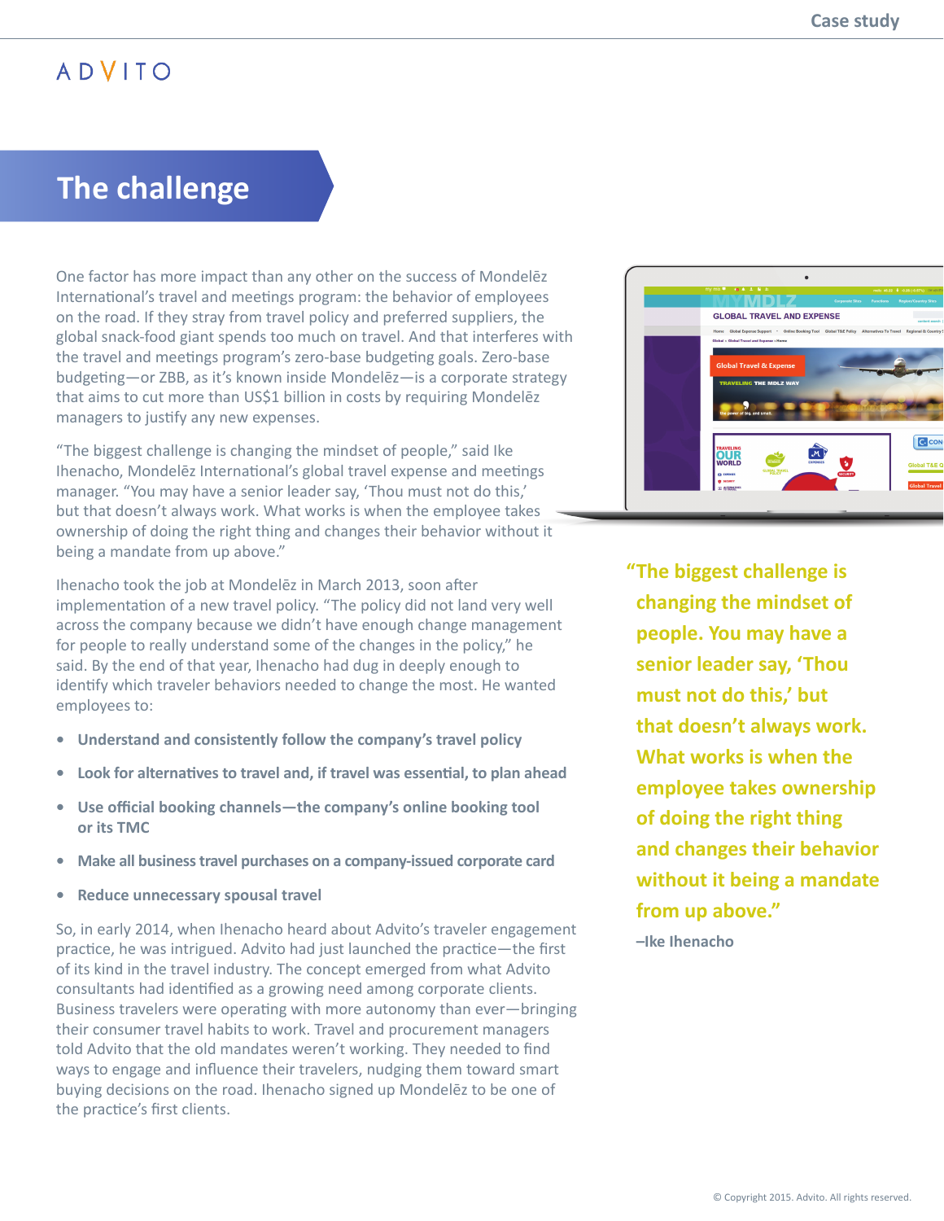# The challenge

One factor has more impact than any other on the success of Mondelēz International's travel and meetings program: the behavior of employees on the road. If they stray from travel policy and preferred suppliers, the global snack-food giant spends too much on travel. And that interferes with the travel and meetings program's zero-base budgeting goals. Zero-base budgeting—or ZBB, as it's known inside Mondelēz—is a corporate strategy that aims to cut more than US$1 billion in costs by requiring Mondelēz managers to justify any new expenses.

"The biggest challenge is changing the mindset of people," said Ike Ihenacho, Mondelēz International's global travel expense and meetings manager. "You may have a senior leader say, 'Thou must not do this,' but that doesn't always work. What works is when the employee takes ownership of doing the right thing and changes their behavior without it being a mandate from up above."

Ihenacho took the job at Mondelēz in March 2013, soon after implementation of a new travel policy. "The policy did not land very well across the company because we didn't have enough change management for people to really understand some of the changes in the policy," he said. By the end of that year, Ihenacho had dug in deeply enough to identify which traveler behaviors needed to change the most. He wanted employees to:

- **Understand and consistently follow the company's travel policy**
- **Look for alternatives to travel and, if travel was essential, to plan ahead**
- **Use official booking channels—the company's online booking tool or its TMC**
- **Make all business travel purchases on a company-issued corporate card**
- **Reduce unnecessary spousal travel**

So, in early 2014, when Ihenacho heard about Advito's traveler engagement practice, he was intrigued. Advito had just launched the practice—the first of its kind in the travel industry. The concept emerged from what Advito consultants had identified as a growing need among corporate clients. Business travelers were operating with more autonomy than ever—bringing their consumer travel habits to work. Travel and procurement managers told Advito that the old mandates weren't working. They needed to find ways to engage and influence their travelers, nudging them toward smart buying decisions on the road. Ihenacho signed up Mondelēz to be one of the practice's first clients.

> **"The biggest challenge is changing the mindset of people. You may have a senior leader say, 'Thou must not do this,' but that doesn't always work. What works is when the employee takes ownership of doing the right thing and changes their behavior without it being a mandate from up above."**
>
> **–Ike Ihenacho**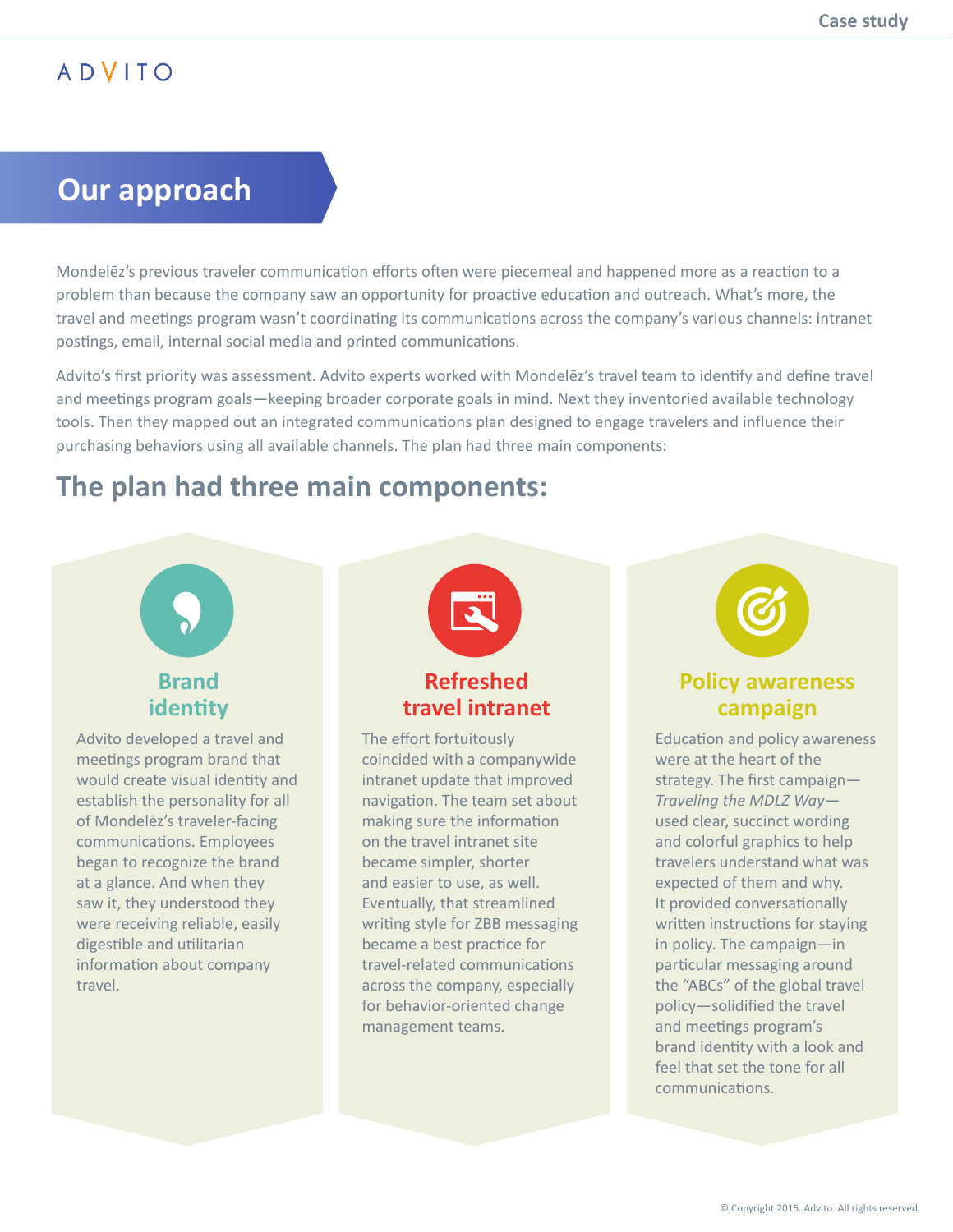ADVITO

## Our approach

Mondelēz's previous traveler communication efforts often were piecemeal and happened more as a reaction to a problem than because the company saw an opportunity for proactive education and outreach. What's more, the travel and meetings program wasn't coordinating its communications across the company's various channels: intranet postings, email, internal social media and printed communications.

Advito's first priority was assessment. Advito experts worked with Mondelēz's travel team to identify and define travel and meetings program goals—keeping broader corporate goals in mind. Next they inventoried available technology tools. Then they mapped out an integrated communications plan designed to engage travelers and influence their purchasing behaviors using all available channels. The plan had three main components:

## The plan had three main components:

### Brand identity

Advito developed a travel and meetings program brand that would create visual identity and establish the personality for all of Mondelēz's traveler-facing communications. Employees began to recognize the brand at a glance. And when they saw it, they understood they were receiving reliable, easily digestible and utilitarian information about company travel.

### Refreshed travel intranet

The effort fortuitously coincided with a companywide intranet update that improved navigation. The team set about making sure the information on the travel intranet site became simpler, shorter and easier to use, as well. Eventually, that streamlined writing style for ZBB messaging became a best practice for travel-related communications across the company, especially for behavior-oriented change management teams.

### Policy awareness campaign

Education and policy awareness were at the heart of the strategy. The first campaign—*Traveling the MDLZ Way*—used clear, succinct wording and colorful graphics to help travelers understand what was expected of them and why. It provided conversationally written instructions for staying in policy. The campaign—in particular messaging around the "ABCs" of the global travel policy—solidified the travel and meetings program's brand identity with a look and feel that set the tone for all communications.

© Copyright 2015. Advito. All rights reserved.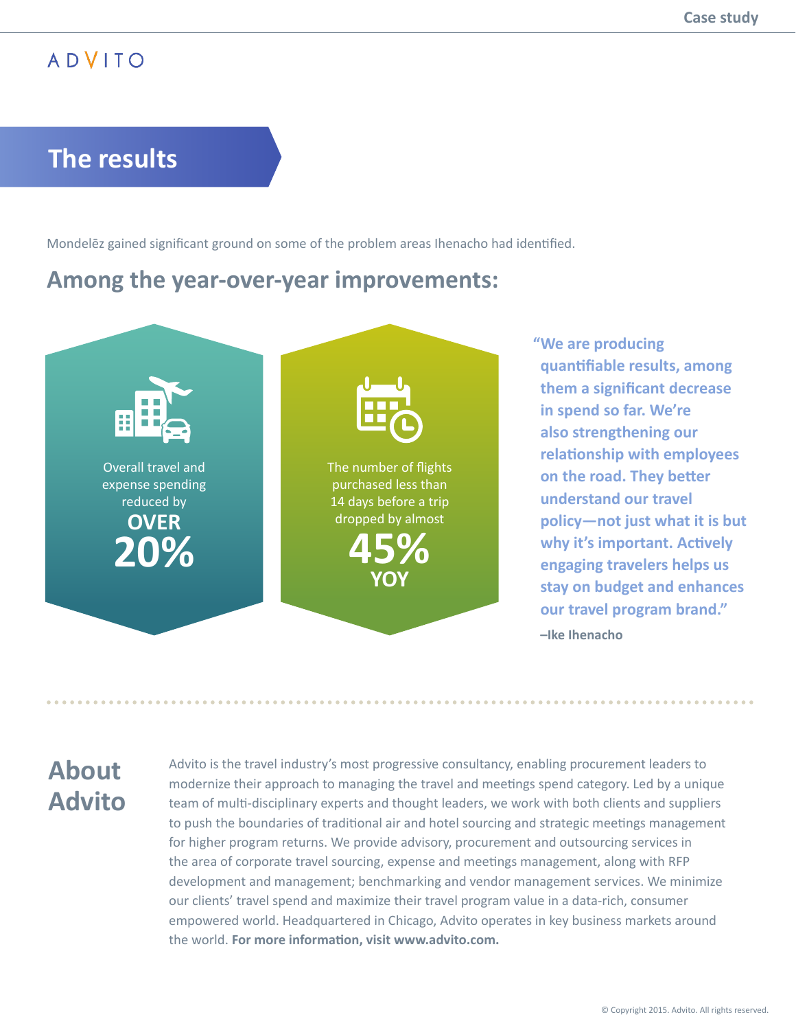ADVITO

# The results

Mondelēz gained significant ground on some of the problem areas Ihenacho had identified.

## Among the year-over-year improvements:

Overall travel and expense spending reduced by
**OVER**
**20%**

The number of flights purchased less than 14 days before a trip dropped by almost
**45%**
**YOY**

**"We are producing quantifiable results, among them a significant decrease in spend so far. We're also strengthening our relationship with employees on the road. They better understand our travel policy—not just what it is but why it's important. Actively engaging travelers helps us stay on budget and enhances our travel program brand."**

**–Ike Ihenacho**

## About Advito

Advito is the travel industry's most progressive consultancy, enabling procurement leaders to modernize their approach to managing the travel and meetings spend category. Led by a unique team of multi-disciplinary experts and thought leaders, we work with both clients and suppliers to push the boundaries of traditional air and hotel sourcing and strategic meetings management for higher program returns. We provide advisory, procurement and outsourcing services in the area of corporate travel sourcing, expense and meetings management, along with RFP development and management; benchmarking and vendor management services. We minimize our clients' travel spend and maximize their travel program value in a data-rich, consumer empowered world. Headquartered in Chicago, Advito operates in key business markets around the world. **For more information, visit www.advito.com.**

© Copyright 2015. Advito. All rights reserved.